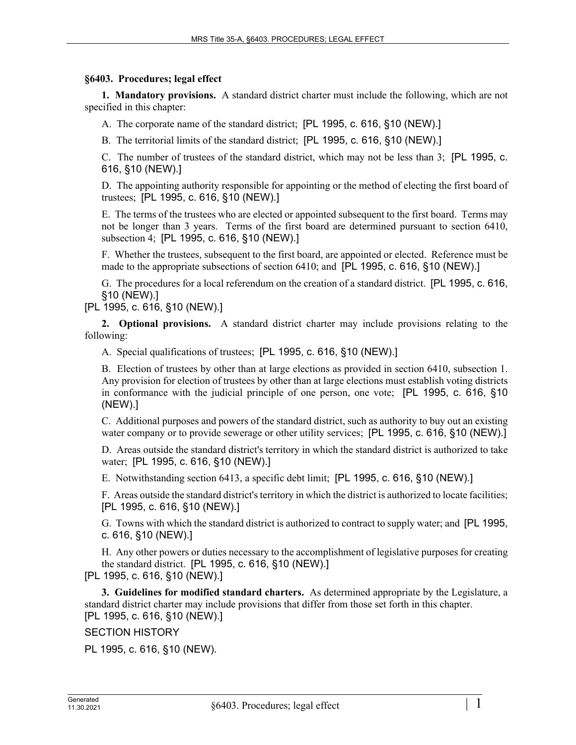## §6403. Procedures; legal effect

**1. Mandatory provisions.** A standard district charter must include the following, which are not specified in this chapter:

A. The corporate name of the standard district; [PL 1995, c. 616, §10 (NEW).]

B. The territorial limits of the standard district; [PL 1995, c. 616, §10 (NEW).]

C. The number of trustees of the standard district, which may not be less than 3; [PL 1995, c. 616, §10 (NEW).]

D. The appointing authority responsible for appointing or the method of electing the first board of trustees; [PL 1995, c. 616, §10 (NEW).]

E. The terms of the trustees who are elected or appointed subsequent to the first board. Terms may not be longer than 3 years. Terms of the first board are determined pursuant to section 6410, subsection 4; [PL 1995, c. 616, §10 (NEW).]

F. Whether the trustees, subsequent to the first board, are appointed or elected. Reference must be made to the appropriate subsections of section 6410; and [PL 1995, c. 616, §10 (NEW).]

G. The procedures for a local referendum on the creation of a standard district. [PL 1995, c. 616, §10 (NEW).]

[PL 1995, c. 616, §10 (NEW).]

**2. Optional provisions.** A standard district charter may include provisions relating to the following:

A. Special qualifications of trustees; [PL 1995, c. 616, §10 (NEW).]

B. Election of trustees by other than at large elections as provided in section 6410, subsection 1. Any provision for election of trustees by other than at large elections must establish voting districts in conformance with the judicial principle of one person, one vote; [PL 1995, c. 616, §10 (NEW).]

C. Additional purposes and powers of the standard district, such as authority to buy out an existing water company or to provide sewerage or other utility services; [PL 1995, c. 616, §10 (NEW).]

D. Areas outside the standard district's territory in which the standard district is authorized to take water; [PL 1995, c. 616, §10 (NEW).]

E. Notwithstanding section 6413, a specific debt limit; [PL 1995, c. 616, §10 (NEW).]

F. Areas outside the standard district's territory in which the district is authorized to locate facilities; [PL 1995, c. 616, §10 (NEW).]

G. Towns with which the standard district is authorized to contract to supply water; and [PL 1995, c. 616, §10 (NEW).]

H. Any other powers or duties necessary to the accomplishment of legislative purposes for creating the standard district. [PL 1995, c. 616, §10 (NEW).]

[PL 1995, c. 616, §10 (NEW).]

**3. Guidelines for modified standard charters.** As determined appropriate by the Legislature, a standard district charter may include provisions that differ from those set forth in this chapter. [PL 1995, c. 616, §10 (NEW).]

SECTION HISTORY

PL 1995, c. 616, §10 (NEW).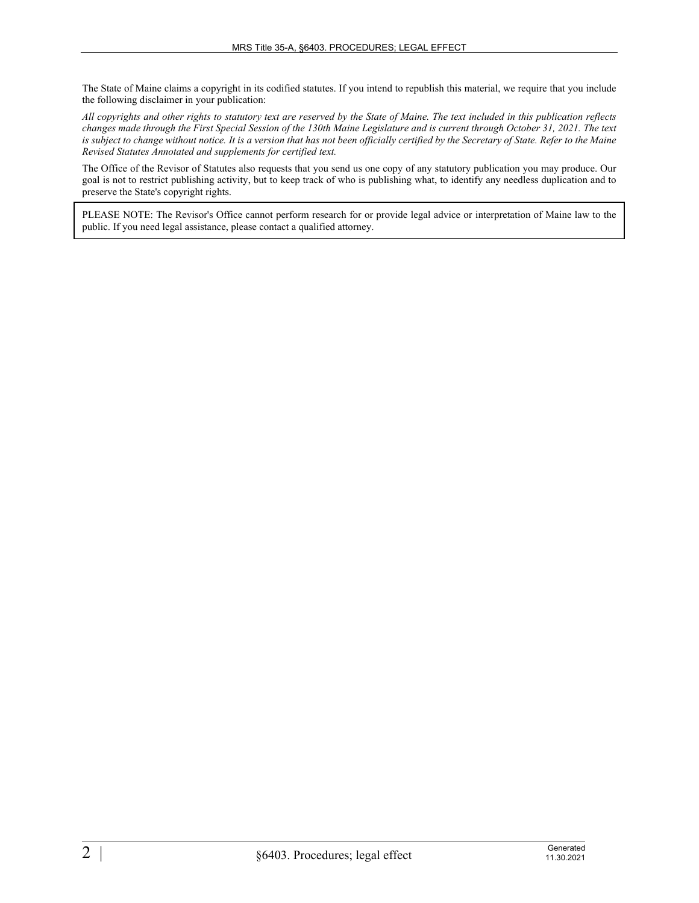The State of Maine claims a copyright in its codified statutes. If you intend to republish this material, we require that you include the following disclaimer in your publication:

*All copyrights and other rights to statutory text are reserved by the State of Maine. The text included in this publication reflects changes made through the First Special Session of the 130th Maine Legislature and is current through October 31, 2021. The text is subject to change without notice. It is a version that has not been officially certified by the Secretary of State. Refer to the Maine Revised Statutes Annotated and supplements for certified text.*

The Office of the Revisor of Statutes also requests that you send us one copy of any statutory publication you may produce. Our goal is not to restrict publishing activity, but to keep track of who is publishing what, to identify any needless duplication and to preserve the State's copyright rights.

PLEASE NOTE: The Revisor's Office cannot perform research for or provide legal advice or interpretation of Maine law to the public. If you need legal assistance, please contact a qualified attorney.